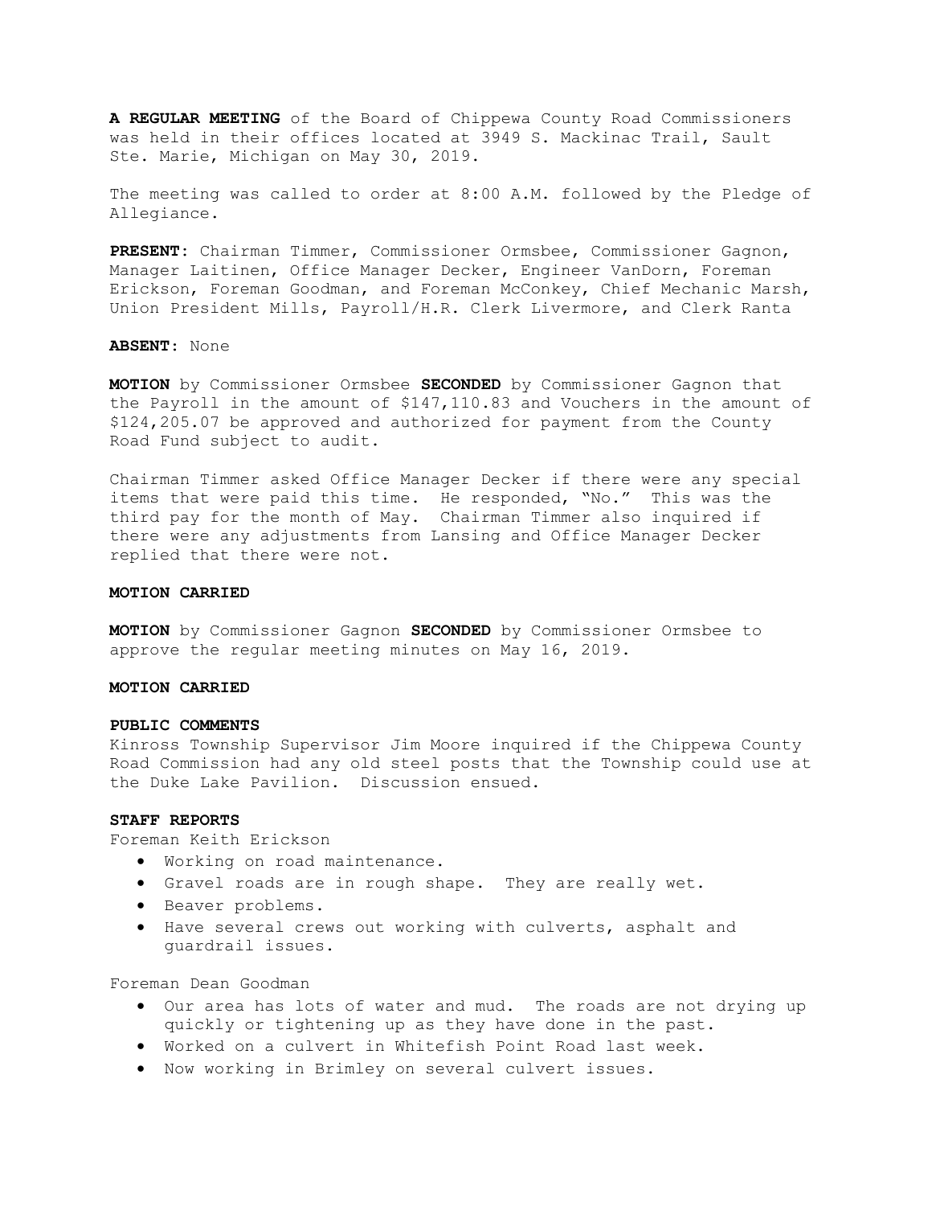**A REGULAR MEETING** of the Board of Chippewa County Road Commissioners was held in their offices located at 3949 S. Mackinac Trail, Sault Ste. Marie, Michigan on May 30, 2019.

The meeting was called to order at 8:00 A.M. followed by the Pledge of Allegiance.

**PRESENT**: Chairman Timmer, Commissioner Ormsbee, Commissioner Gagnon, Manager Laitinen, Office Manager Decker, Engineer VanDorn, Foreman Erickson, Foreman Goodman, and Foreman McConkey, Chief Mechanic Marsh, Union President Mills, Payroll/H.R. Clerk Livermore, and Clerk Ranta

**ABSENT**: None

**MOTION** by Commissioner Ormsbee **SECONDED** by Commissioner Gagnon that the Payroll in the amount of $147,110.83 and Vouchers in the amount of $124,205.07 be approved and authorized for payment from the County Road Fund subject to audit.

Chairman Timmer asked Office Manager Decker if there were any special items that were paid this time. He responded, "No." This was the third pay for the month of May. Chairman Timmer also inquired if there were any adjustments from Lansing and Office Manager Decker replied that there were not.

**MOTION CARRIED**

**MOTION** by Commissioner Gagnon **SECONDED** by Commissioner Ormsbee to approve the regular meeting minutes on May 16, 2019.

**MOTION CARRIED**

**PUBLIC COMMENTS**

Kinross Township Supervisor Jim Moore inquired if the Chippewa County Road Commission had any old steel posts that the Township could use at the Duke Lake Pavilion. Discussion ensued.

**STAFF REPORTS**

Foreman Keith Erickson

- Working on road maintenance.
- Gravel roads are in rough shape. They are really wet.
- Beaver problems.
- Have several crews out working with culverts, asphalt and guardrail issues.

Foreman Dean Goodman

- Our area has lots of water and mud. The roads are not drying up quickly or tightening up as they have done in the past.
- Worked on a culvert in Whitefish Point Road last week.
- Now working in Brimley on several culvert issues.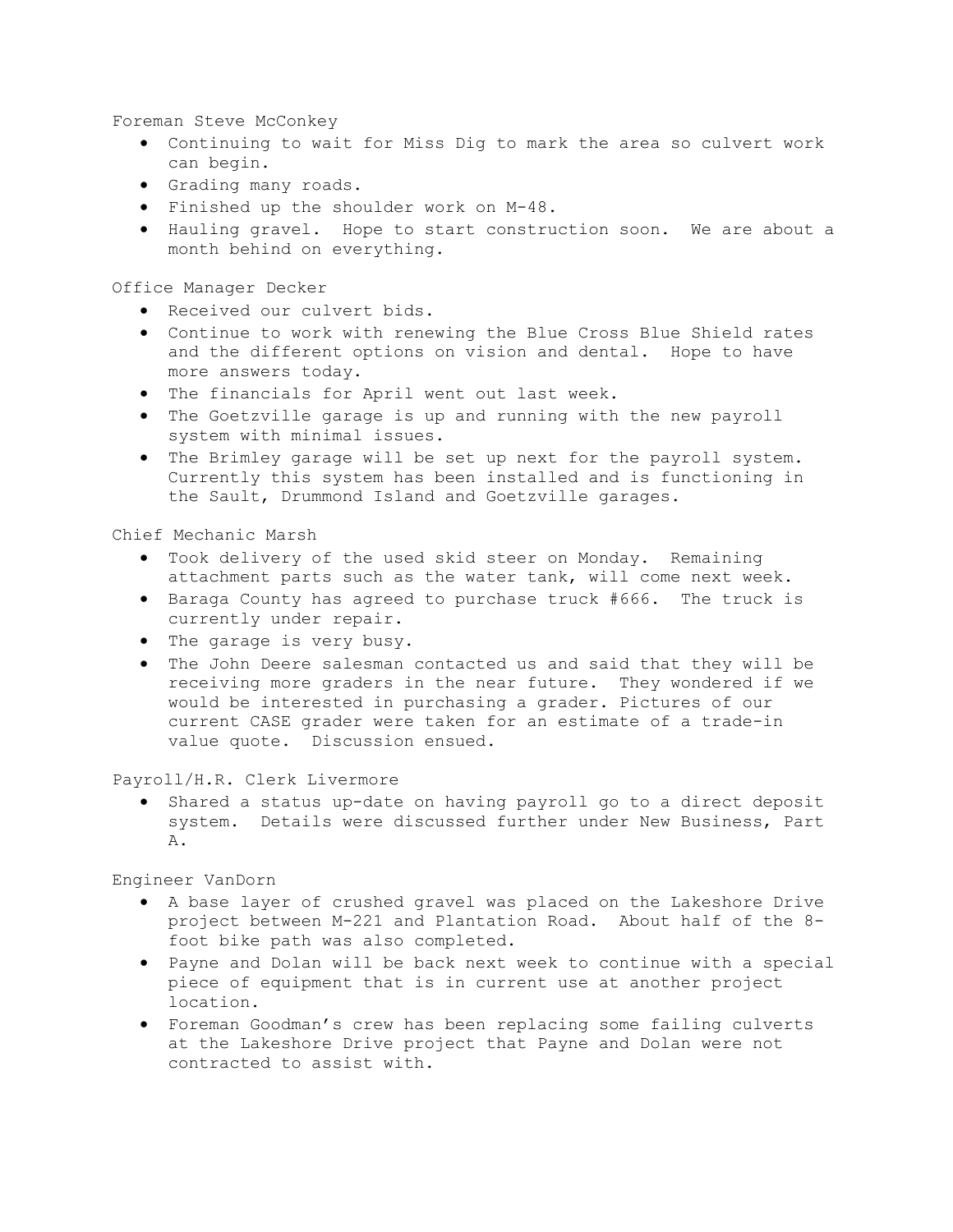Foreman Steve McConkey

- Continuing to wait for Miss Dig to mark the area so culvert work can begin.
- Grading many roads.
- Finished up the shoulder work on M-48.
- Hauling gravel. Hope to start construction soon. We are about a month behind on everything.

Office Manager Decker

- Received our culvert bids.
- Continue to work with renewing the Blue Cross Blue Shield rates and the different options on vision and dental. Hope to have more answers today.
- The financials for April went out last week.
- The Goetzville garage is up and running with the new payroll system with minimal issues.
- The Brimley garage will be set up next for the payroll system. Currently this system has been installed and is functioning in the Sault, Drummond Island and Goetzville garages.

Chief Mechanic Marsh

- Took delivery of the used skid steer on Monday. Remaining attachment parts such as the water tank, will come next week.
- Baraga County has agreed to purchase truck #666. The truck is currently under repair.
- The garage is very busy.
- The John Deere salesman contacted us and said that they will be receiving more graders in the near future. They wondered if we would be interested in purchasing a grader. Pictures of our current CASE grader were taken for an estimate of a trade-in value quote. Discussion ensued.

Payroll/H.R. Clerk Livermore

- Shared a status up-date on having payroll go to a direct deposit system. Details were discussed further under New Business, Part A.

Engineer VanDorn

- A base layer of crushed gravel was placed on the Lakeshore Drive project between M-221 and Plantation Road. About half of the 8-foot bike path was also completed.
- Payne and Dolan will be back next week to continue with a special piece of equipment that is in current use at another project location.
- Foreman Goodman's crew has been replacing some failing culverts at the Lakeshore Drive project that Payne and Dolan were not contracted to assist with.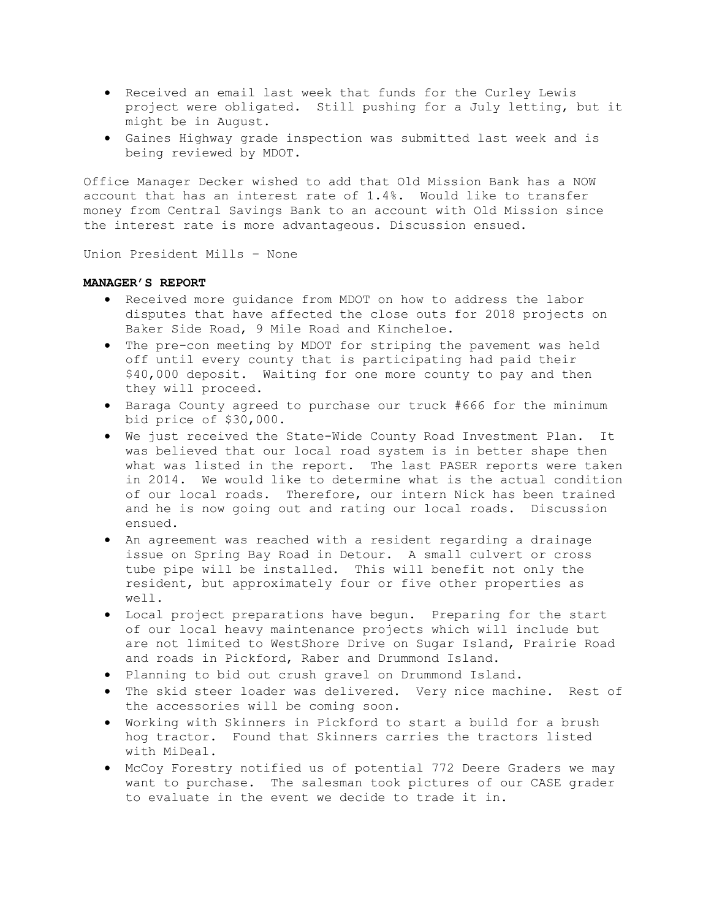- Received an email last week that funds for the Curley Lewis project were obligated. Still pushing for a July letting, but it might be in August.
- Gaines Highway grade inspection was submitted last week and is being reviewed by MDOT.

Office Manager Decker wished to add that Old Mission Bank has a NOW account that has an interest rate of 1.4%. Would like to transfer money from Central Savings Bank to an account with Old Mission since the interest rate is more advantageous. Discussion ensued.

Union President Mills – None

**MANAGER'S REPORT**

- Received more guidance from MDOT on how to address the labor disputes that have affected the close outs for 2018 projects on Baker Side Road, 9 Mile Road and Kincheloe.
- The pre-con meeting by MDOT for striping the pavement was held off until every county that is participating had paid their $40,000 deposit. Waiting for one more county to pay and then they will proceed.
- Baraga County agreed to purchase our truck #666 for the minimum bid price of $30,000.
- We just received the State-Wide County Road Investment Plan. It was believed that our local road system is in better shape then what was listed in the report. The last PASER reports were taken in 2014. We would like to determine what is the actual condition of our local roads. Therefore, our intern Nick has been trained and he is now going out and rating our local roads. Discussion ensued.
- An agreement was reached with a resident regarding a drainage issue on Spring Bay Road in Detour. A small culvert or cross tube pipe will be installed. This will benefit not only the resident, but approximately four or five other properties as well.
- Local project preparations have begun. Preparing for the start of our local heavy maintenance projects which will include but are not limited to WestShore Drive on Sugar Island, Prairie Road and roads in Pickford, Raber and Drummond Island.
- Planning to bid out crush gravel on Drummond Island.
- The skid steer loader was delivered. Very nice machine. Rest of the accessories will be coming soon.
- Working with Skinners in Pickford to start a build for a brush hog tractor. Found that Skinners carries the tractors listed with MiDeal.
- McCoy Forestry notified us of potential 772 Deere Graders we may want to purchase. The salesman took pictures of our CASE grader to evaluate in the event we decide to trade it in.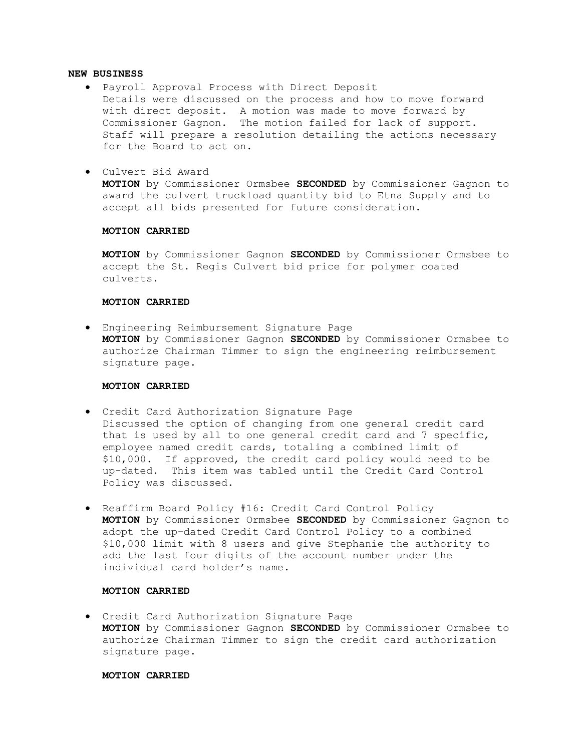**NEW BUSINESS**

- Payroll Approval Process with Direct Deposit
  Details were discussed on the process and how to move forward with direct deposit. A motion was made to move forward by Commissioner Gagnon. The motion failed for lack of support. Staff will prepare a resolution detailing the actions necessary for the Board to act on.

- Culvert Bid Award
  **MOTION** by Commissioner Ormsbee **SECONDED** by Commissioner Gagnon to award the culvert truckload quantity bid to Etna Supply and to accept all bids presented for future consideration.

  **MOTION CARRIED**

  **MOTION** by Commissioner Gagnon **SECONDED** by Commissioner Ormsbee to accept the St. Regis Culvert bid price for polymer coated culverts.

  **MOTION CARRIED**

- Engineering Reimbursement Signature Page
  **MOTION** by Commissioner Gagnon **SECONDED** by Commissioner Ormsbee to authorize Chairman Timmer to sign the engineering reimbursement signature page.

  **MOTION CARRIED**

- Credit Card Authorization Signature Page
  Discussed the option of changing from one general credit card that is used by all to one general credit card and 7 specific, employee named credit cards, totaling a combined limit of $10,000. If approved, the credit card policy would need to be up-dated. This item was tabled until the Credit Card Control Policy was discussed.

- Reaffirm Board Policy #16: Credit Card Control Policy
  **MOTION** by Commissioner Ormsbee **SECONDED** by Commissioner Gagnon to adopt the up-dated Credit Card Control Policy to a combined $10,000 limit with 8 users and give Stephanie the authority to add the last four digits of the account number under the individual card holder's name.

  **MOTION CARRIED**

- Credit Card Authorization Signature Page
  **MOTION** by Commissioner Gagnon **SECONDED** by Commissioner Ormsbee to authorize Chairman Timmer to sign the credit card authorization signature page.

  **MOTION CARRIED**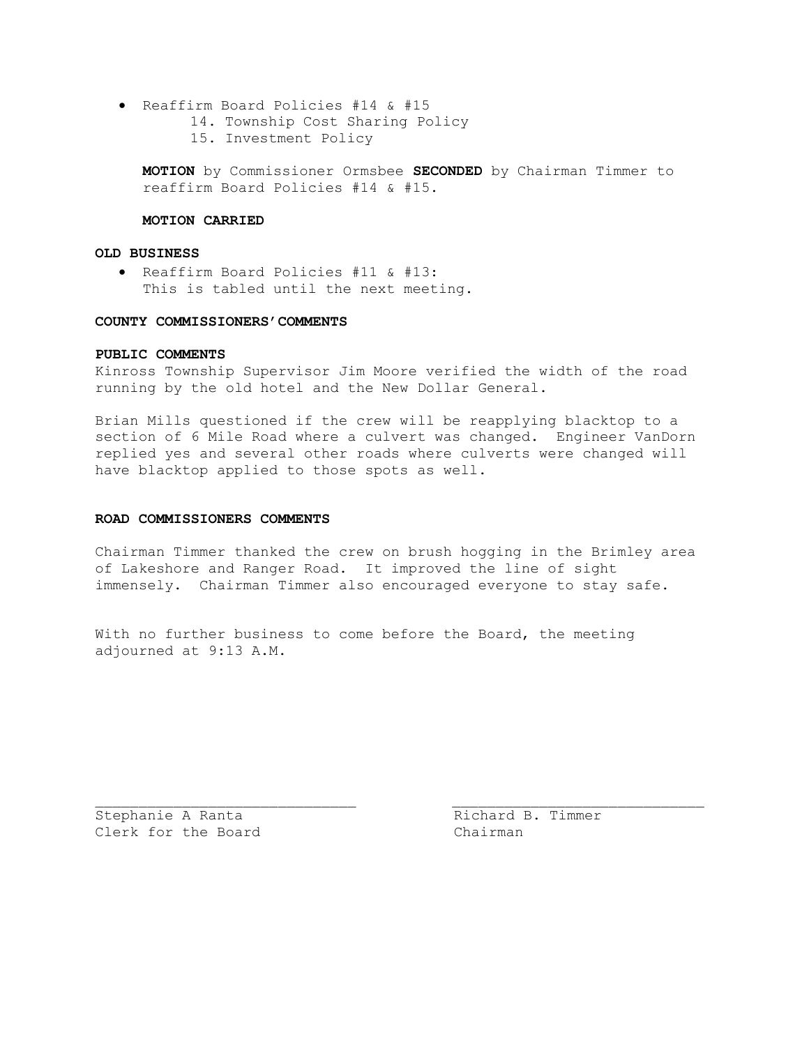- Reaffirm Board Policies #14 & #15
    14. Township Cost Sharing Policy
    15. Investment Policy

  **MOTION** by Commissioner Ormsbee **SECONDED** by Chairman Timmer to reaffirm Board Policies #14 & #15.

  **MOTION CARRIED**

**OLD BUSINESS**

- Reaffirm Board Policies #11 & #13:
  This is tabled until the next meeting.

**COUNTY COMMISSIONERS'COMMENTS**

**PUBLIC COMMENTS**

Kinross Township Supervisor Jim Moore verified the width of the road running by the old hotel and the New Dollar General.

Brian Mills questioned if the crew will be reapplying blacktop to a section of 6 Mile Road where a culvert was changed. Engineer VanDorn replied yes and several other roads where culverts were changed will have blacktop applied to those spots as well.

**ROAD COMMISSIONERS COMMENTS**

Chairman Timmer thanked the crew on brush hogging in the Brimley area of Lakeshore and Ranger Road. It improved the line of sight immensely. Chairman Timmer also encouraged everyone to stay safe.

With no further business to come before the Board, the meeting adjourned at 9:13 A.M.

| | |
|---|---|
| ______________________________ | ______________________________ |
| Stephanie A Ranta | Richard B. Timmer |
| Clerk for the Board | Chairman |